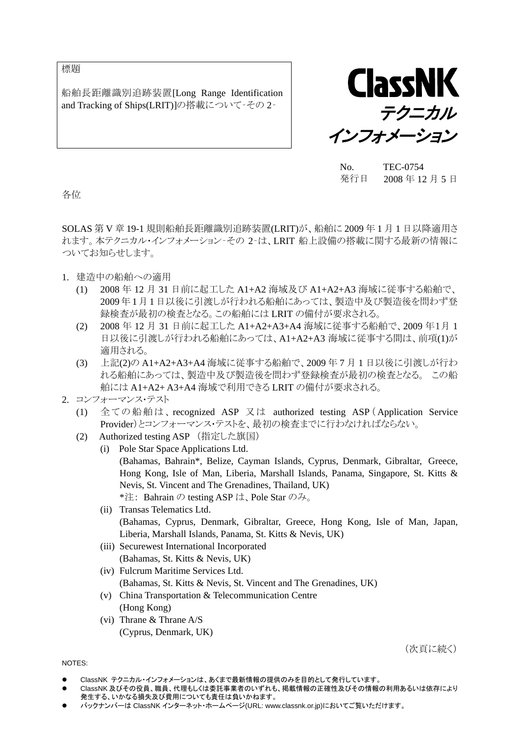標題

船舶長距離識別追跡装置[Long Range Identification and Tracking of Ships(LRIT)]の搭載について‐その 2‐

**ClassNK テクニカル インフォメーション**

No. TEC-0754
発行日 2008 年 12 月 5 日

各位

SOLAS 第 V 章 19-1 規則船舶長距離識別追跡装置(LRIT)が、船舶に 2009 年 1 月 1 日以降適用されます。本テクニカル・インフォメーション‐その 2‐は、LRIT 船上設備の搭載に関する最新の情報についてお知らせします。

1. 建造中の船舶への適用
   - (1) 2008 年 12 月 31 日前に起工した A1+A2 海域及び A1+A2+A3 海域に従事する船舶で、2009 年 1 月 1 日以後に引渡しが行われる船舶にあっては、製造中及び製造後を問わず登録検査が最初の検査となる。この船舶には LRIT の備付が要求される。
   - (2) 2008 年 12 月 31 日前に起工した A1+A2+A3+A4 海域に従事する船舶で、2009 年1月 1 日以後に引渡しが行われる船舶にあっては、A1+A2+A3 海域に従事する間は、前項(1)が適用される。
   - (3) 上記(2)の A1+A2+A3+A4 海域に従事する船舶で、2009 年 7 月 1 日以後に引渡しが行われる船舶にあっては、製造中及び製造後を問わず登録検査が最初の検査となる。 この船舶には A1+A2+ A3+A4 海域で利用できる LRIT の備付が要求される。
2. コンフォーマンス・テスト
   - (1) 全ての船舶は、recognized ASP 又は authorized testing ASP（Application Service Provider）とコンフォーマンス・テストを、最初の検査までに行わなければならない。
   - (2) Authorized testing ASP （指定した旗国）
     - (i) Pole Star Space Applications Ltd.
       (Bahamas, Bahrain*, Belize, Cayman Islands, Cyprus, Denmark, Gibraltar, Greece, Hong Kong, Isle of Man, Liberia, Marshall Islands, Panama, Singapore, St. Kitts & Nevis, St. Vincent and The Grenadines, Thailand, UK)
       *注: Bahrain の testing ASP は、Pole Star のみ。
     - (ii) Transas Telematics Ltd.
       (Bahamas, Cyprus, Denmark, Gibraltar, Greece, Hong Kong, Isle of Man, Japan, Liberia, Marshall Islands, Panama, St. Kitts & Nevis, UK)
     - (iii) Securewest International Incorporated
       (Bahamas, St. Kitts & Nevis, UK)
     - (iv) Fulcrum Maritime Services Ltd.
       (Bahamas, St. Kitts & Nevis, St. Vincent and The Grenadines, UK)
     - (v) China Transportation & Telecommunication Centre
       (Hong Kong)
     - (vi) Thrane & Thrane A/S
       (Cyprus, Denmark, UK)

（次頁に続く）

NOTES:

- ClassNK テクニカル・インフォメーションは、あくまで最新情報の提供のみを目的として発行しています。
- ClassNK 及びその役員、職員、代理もしくは委託事業者のいずれも、掲載情報の正確性及びその情報の利用あるいは依存により発生する、いかなる損失及び費用についても責任は負いかねます。
- バックナンバーは ClassNK インターネット・ホームページ(URL: www.classnk.or.jp)においてご覧いただけます。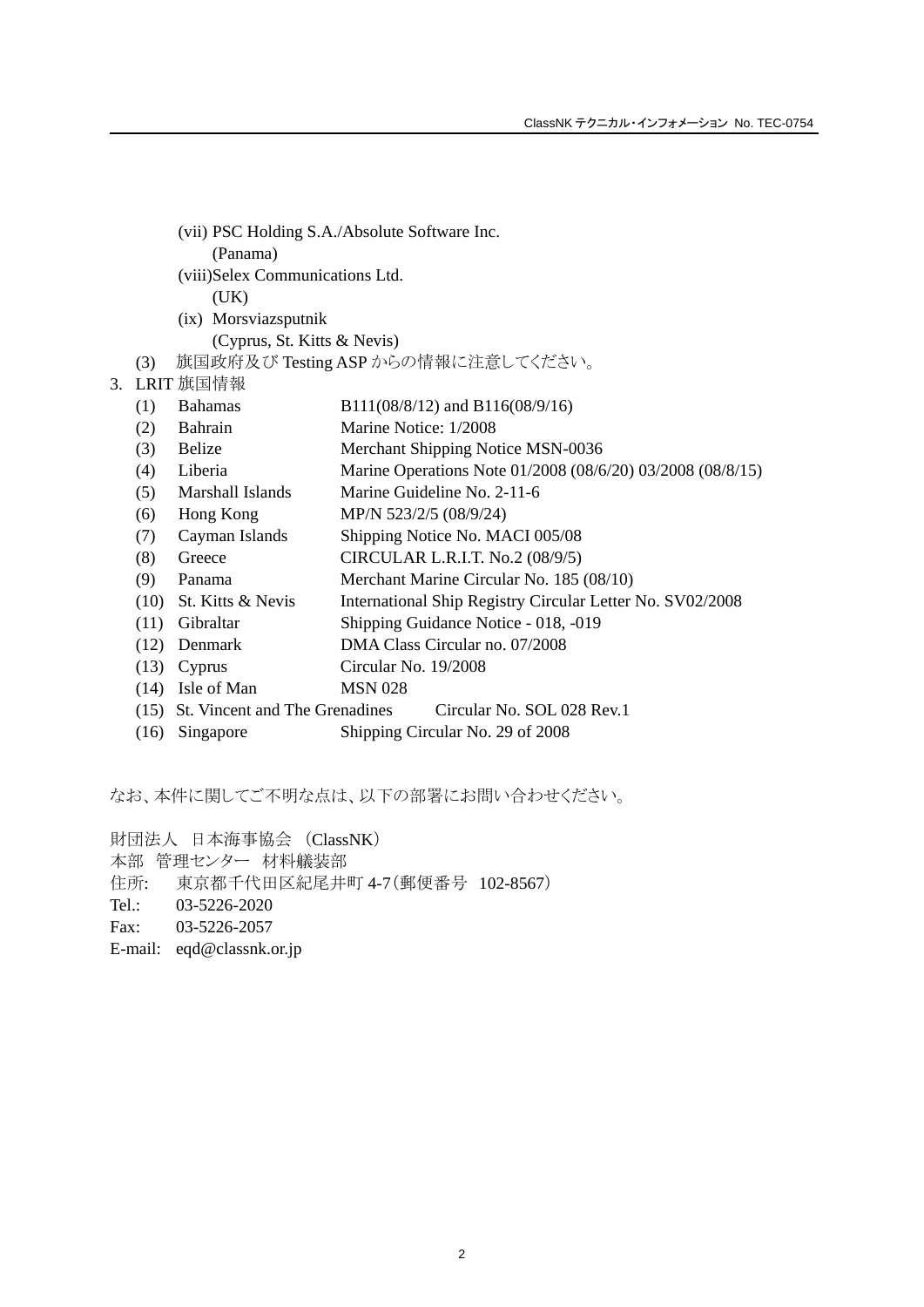(vii) PSC Holding S.A./Absolute Software Inc.
(Panama)

(viii)Selex Communications Ltd.
(UK)

(ix) Morsviazsputnik
(Cyprus, St. Kitts & Nevis)

(3) 旗国政府及び Testing ASP からの情報に注意してください。

3. LRIT 旗国情報

| | | |
|---|---|---|
| (1) | Bahamas | B111(08/8/12) and B116(08/9/16) |
| (2) | Bahrain | Marine Notice: 1/2008 |
| (3) | Belize | Merchant Shipping Notice MSN-0036 |
| (4) | Liberia | Marine Operations Note 01/2008 (08/6/20) 03/2008 (08/8/15) |
| (5) | Marshall Islands | Marine Guideline No. 2-11-6 |
| (6) | Hong Kong | MP/N 523/2/5 (08/9/24) |
| (7) | Cayman Islands | Shipping Notice No. MACI 005/08 |
| (8) | Greece | CIRCULAR L.R.I.T. No.2 (08/9/5) |
| (9) | Panama | Merchant Marine Circular No. 185 (08/10) |
| (10) | St. Kitts & Nevis | International Ship Registry Circular Letter No. SV02/2008 |
| (11) | Gibraltar | Shipping Guidance Notice - 018, -019 |
| (12) | Denmark | DMA Class Circular no. 07/2008 |
| (13) | Cyprus | Circular No. 19/2008 |
| (14) | Isle of Man | MSN 028 |
| (15) | St. Vincent and The Grenadines | Circular No. SOL 028 Rev.1 |
| (16) | Singapore | Shipping Circular No. 29 of 2008 |

なお、本件に関してご不明な点は、以下の部署にお問い合わせください。

財団法人　日本海事協会 （ClassNK）
本部　管理センター　材料艤装部
住所:　 東京都千代田区紀尾井町 4-7（郵便番号　102-8567）
Tel.:　 03-5226-2020
Fax:　 03-5226-2057
E-mail: eqd@classnk.or.jp